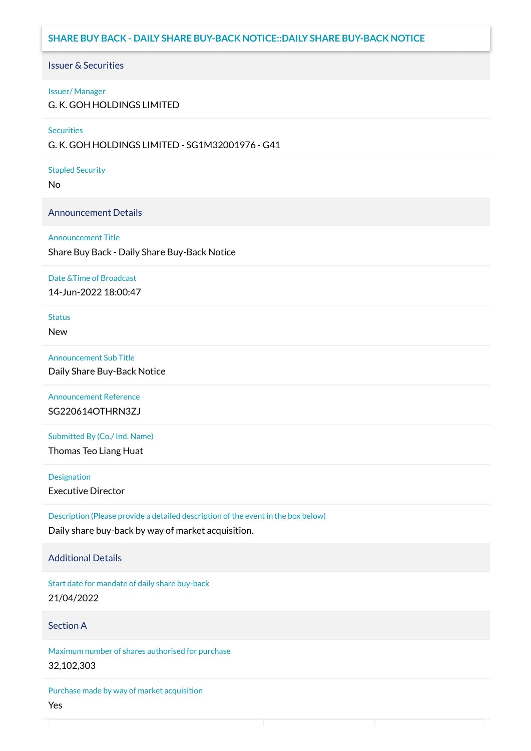# SHARE BUY BACK - DAILY SHARE BUY-BACK NOTICE::DAILY SHARE BUY-BACK NOTICE

## Issuer & Securities

**Issuer/ Manager**

G. K. GOH HOLDINGS LIMITED

**Securities**

G. K. GOH HOLDINGS LIMITED - SG1M32001976 - G41

**Stapled Security**

No

## Announcement Details

**Announcement Title**

Share Buy Back - Daily Share Buy-Back Notice

**Date &Time of Broadcast**

14-Jun-2022 18:00:47

**Status**

New

**Announcement Sub Title**

Daily Share Buy-Back Notice

**Announcement Reference**

SG220614OTHRN3ZJ

**Submitted By (Co./ Ind. Name)**

Thomas Teo Liang Huat

**Designation**

Executive Director

**Description (Please provide a detailed description of the event in the box below)**

Daily share buy-back by way of market acquisition.

## Additional Details

**Start date for mandate of daily share buy-back**

21/04/2022

## Section A

**Maximum number of shares authorised for purchase**

32,102,303

**Purchase made by way of market acquisition**

Yes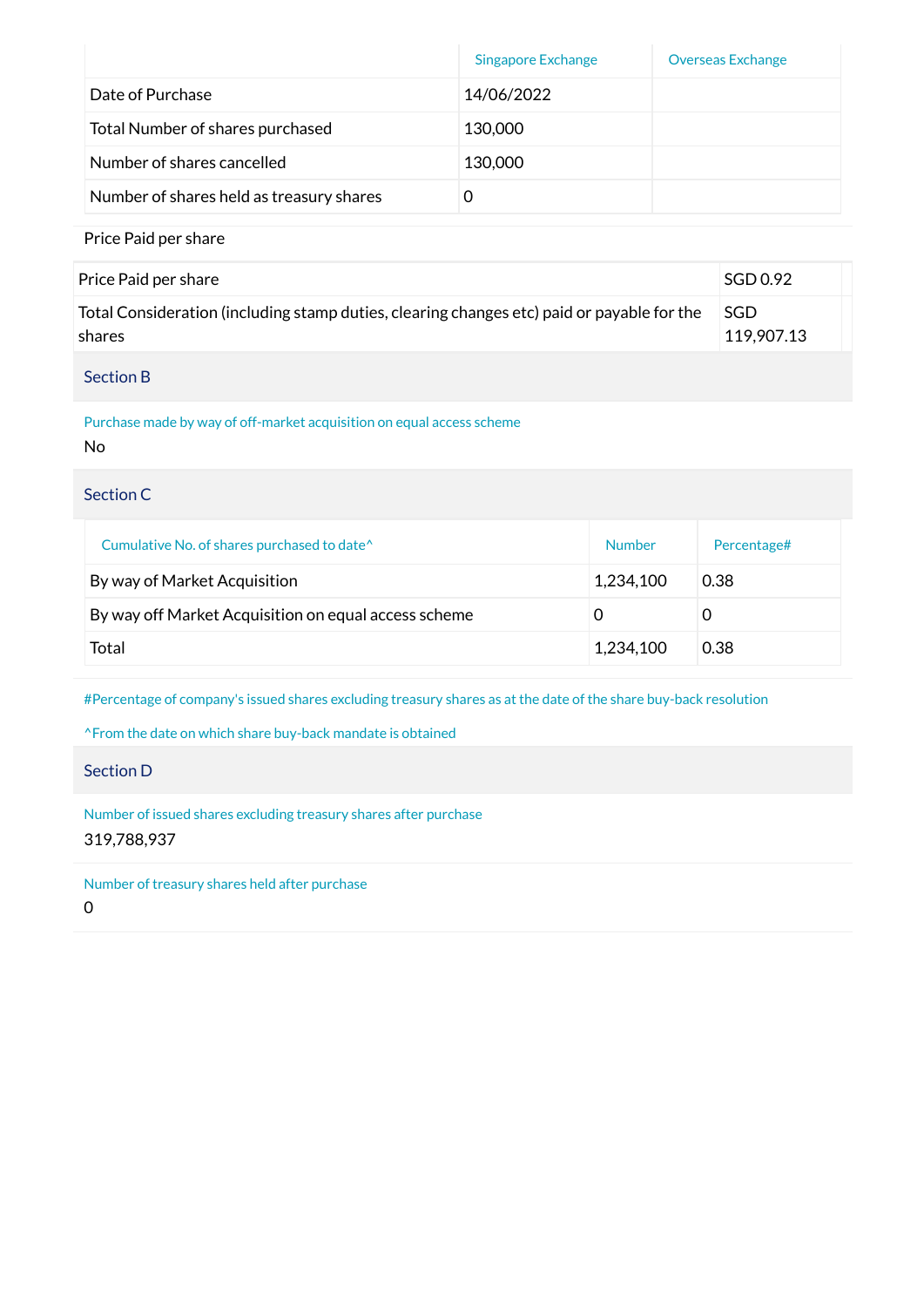| | Singapore Exchange | Overseas Exchange |
|---|---|---|
| Date of Purchase | 14/06/2022 | |
| Total Number of shares purchased | 130,000 | |
| Number of shares cancelled | 130,000 | |
| Number of shares held as treasury shares | 0 | |

Price Paid per share

| | |
|---|---|
| Price Paid per share | SGD 0.92 |
| Total Consideration (including stamp duties, clearing changes etc) paid or payable for the shares | SGD 119,907.13 |

## Section B

Purchase made by way of off-market acquisition on equal access scheme

No

## Section C

| Cumulative No. of shares purchased to date^ | Number | Percentage# |
|---|---|---|
| By way of Market Acquisition | 1,234,100 | 0.38 |
| By way off Market Acquisition on equal access scheme | 0 | 0 |
| Total | 1,234,100 | 0.38 |

#Percentage of company's issued shares excluding treasury shares as at the date of the share buy-back resolution

^From the date on which share buy-back mandate is obtained

## Section D

Number of issued shares excluding treasury shares after purchase

319,788,937

Number of treasury shares held after purchase

0